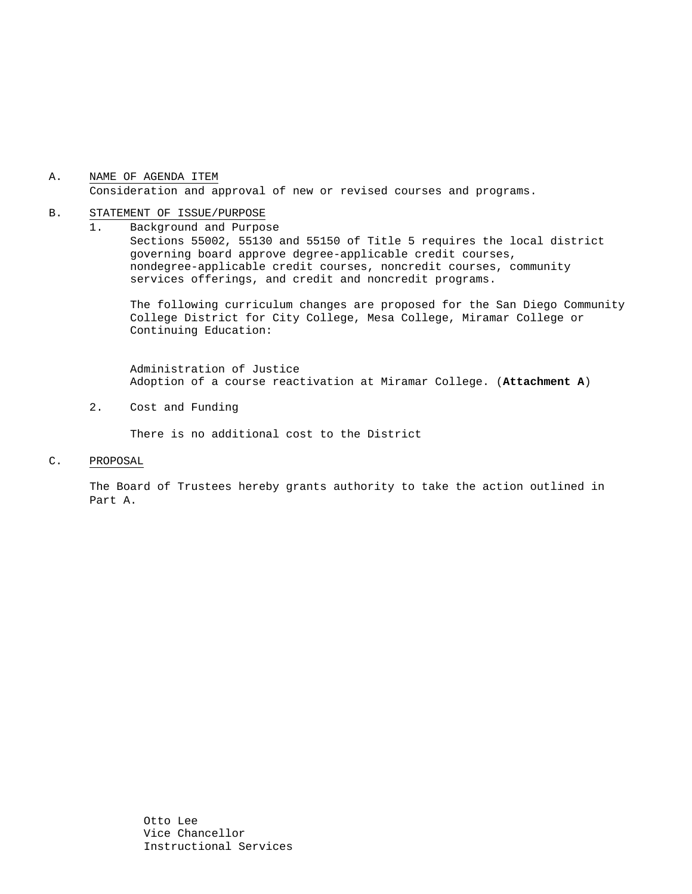A. <u>NAME OF AGENDA ITEM</u>
Consideration and approval of new or revised courses and programs.

B. <u>STATEMENT OF ISSUE/PURPOSE</u>

1. Background and Purpose

Sections 55002, 55130 and 55150 of Title 5 requires the local district governing board approve degree-applicable credit courses, nondegree-applicable credit courses, noncredit courses, community services offerings, and credit and noncredit programs.

The following curriculum changes are proposed for the San Diego Community College District for City College, Mesa College, Miramar College or Continuing Education:

Administration of Justice
Adoption of a course reactivation at Miramar College. (**Attachment A**)

2. Cost and Funding

There is no additional cost to the District

C. <u>PROPOSAL</u>

The Board of Trustees hereby grants authority to take the action outlined in Part A.

Otto Lee
Vice Chancellor
Instructional Services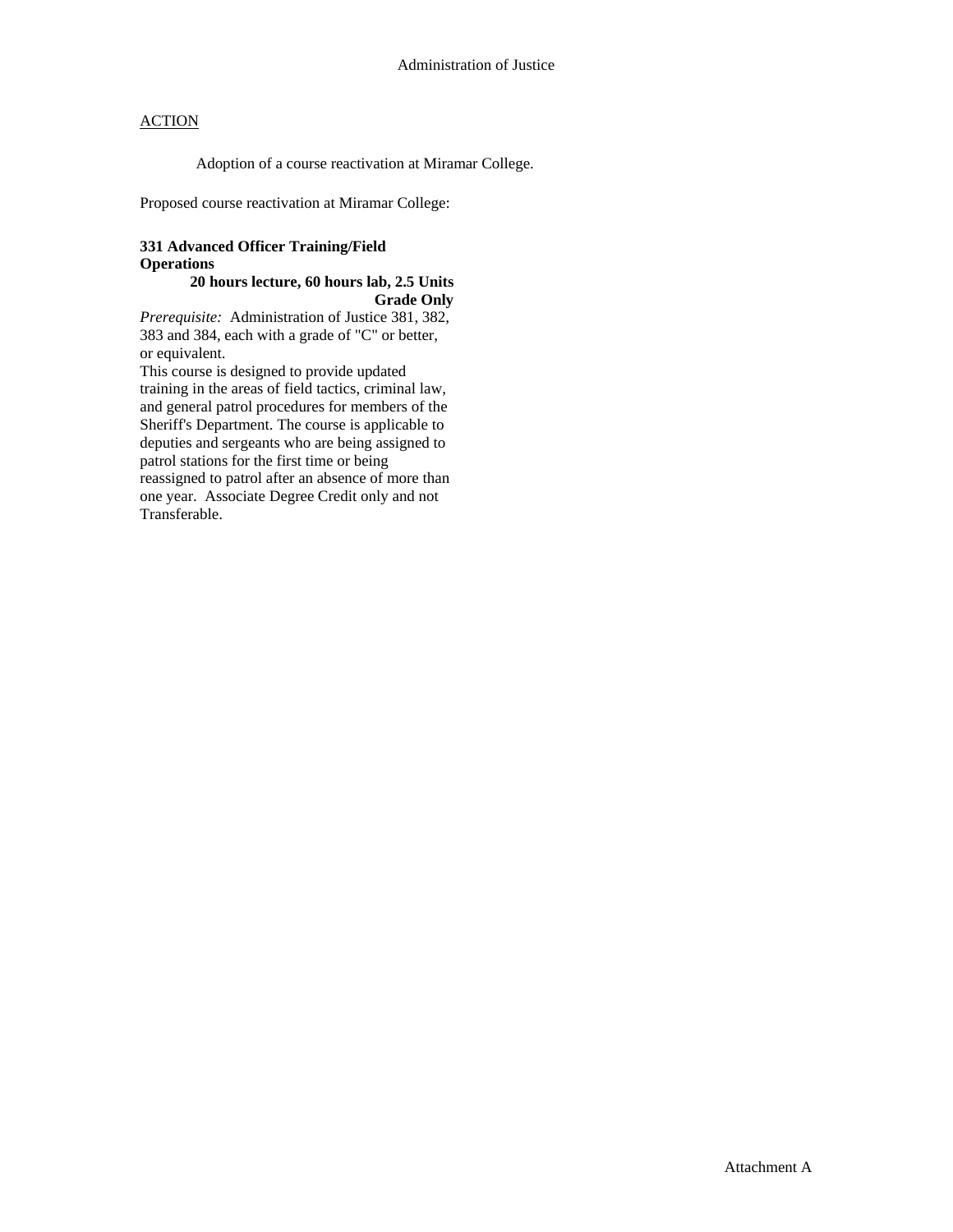Administration of Justice

ACTION

Adoption of a course reactivation at Miramar College.

Proposed course reactivation at Miramar College:

**331 Advanced Officer Training/Field Operations**

**20 hours lecture, 60 hours lab, 2.5 Units**

**Grade Only**

*Prerequisite:* Administration of Justice 381, 382, 383 and 384, each with a grade of "C" or better, or equivalent.

This course is designed to provide updated training in the areas of field tactics, criminal law, and general patrol procedures for members of the Sheriff's Department. The course is applicable to deputies and sergeants who are being assigned to patrol stations for the first time or being reassigned to patrol after an absence of more than one year. Associate Degree Credit only and not Transferable.

Attachment A